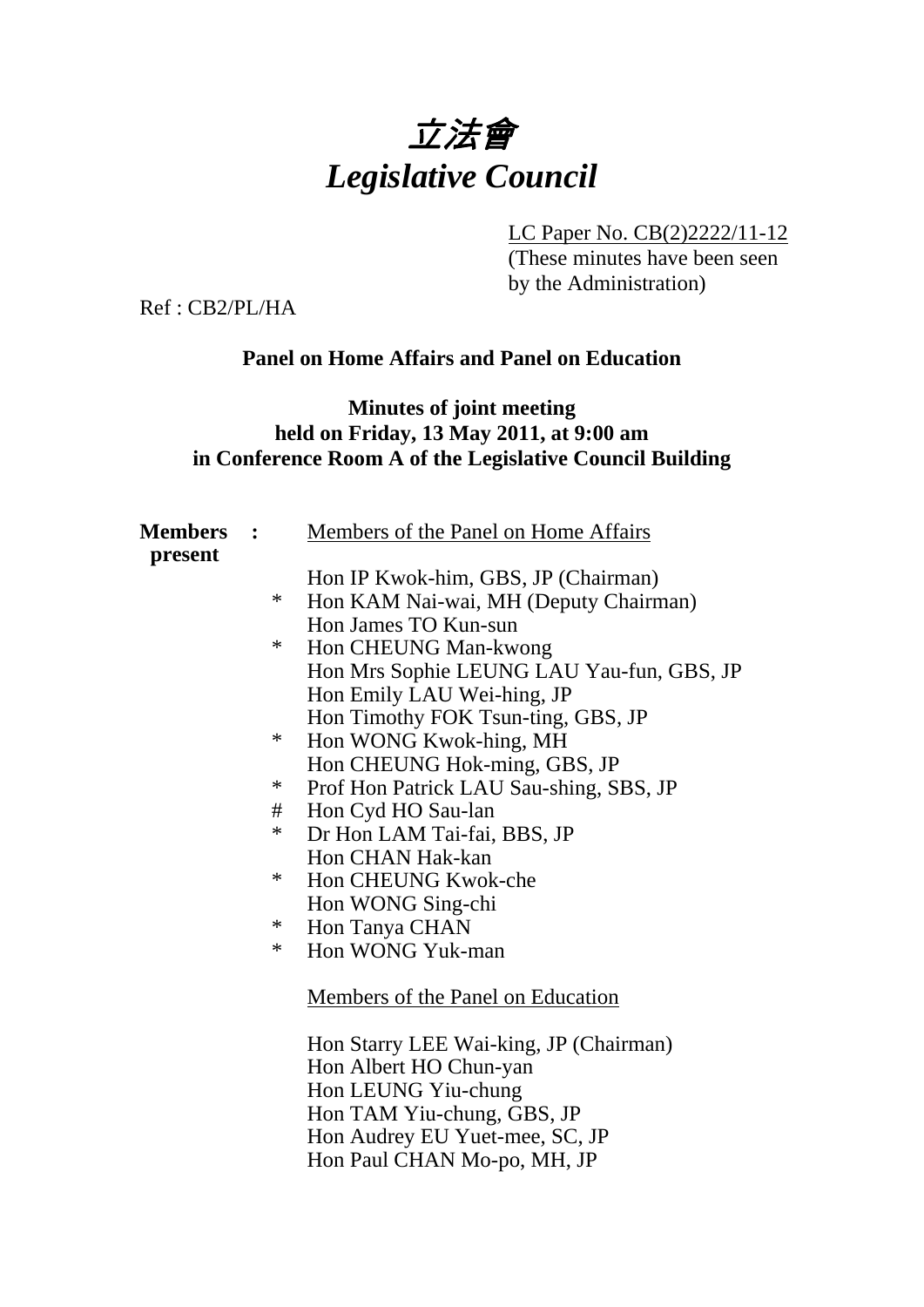# 立法會
# *Legislative Council*

LC Paper No. CB(2)2222/11-12
(These minutes have been seen by the Administration)

Ref : CB2/PL/HA

**Panel on Home Affairs and Panel on Education**

**Minutes of joint meeting held on Friday, 13 May 2011, at 9:00 am in Conference Room A of the Legislative Council Building**

**Members present :**

Members of the Panel on Home Affairs

Hon IP Kwok-him, GBS, JP (Chairman)
\* Hon KAM Nai-wai, MH (Deputy Chairman)
Hon James TO Kun-sun
\* Hon CHEUNG Man-kwong
Hon Mrs Sophie LEUNG LAU Yau-fun, GBS, JP
Hon Emily LAU Wei-hing, JP
Hon Timothy FOK Tsun-ting, GBS, JP
\* Hon WONG Kwok-hing, MH
Hon CHEUNG Hok-ming, GBS, JP
\* Prof Hon Patrick LAU Sau-shing, SBS, JP
\# Hon Cyd HO Sau-lan
\* Dr Hon LAM Tai-fai, BBS, JP
Hon CHAN Hak-kan
\* Hon CHEUNG Kwok-che
Hon WONG Sing-chi
\* Hon Tanya CHAN
\* Hon WONG Yuk-man

Members of the Panel on Education

Hon Starry LEE Wai-king, JP (Chairman)
Hon Albert HO Chun-yan
Hon LEUNG Yiu-chung
Hon TAM Yiu-chung, GBS, JP
Hon Audrey EU Yuet-mee, SC, JP
Hon Paul CHAN Mo-po, MH, JP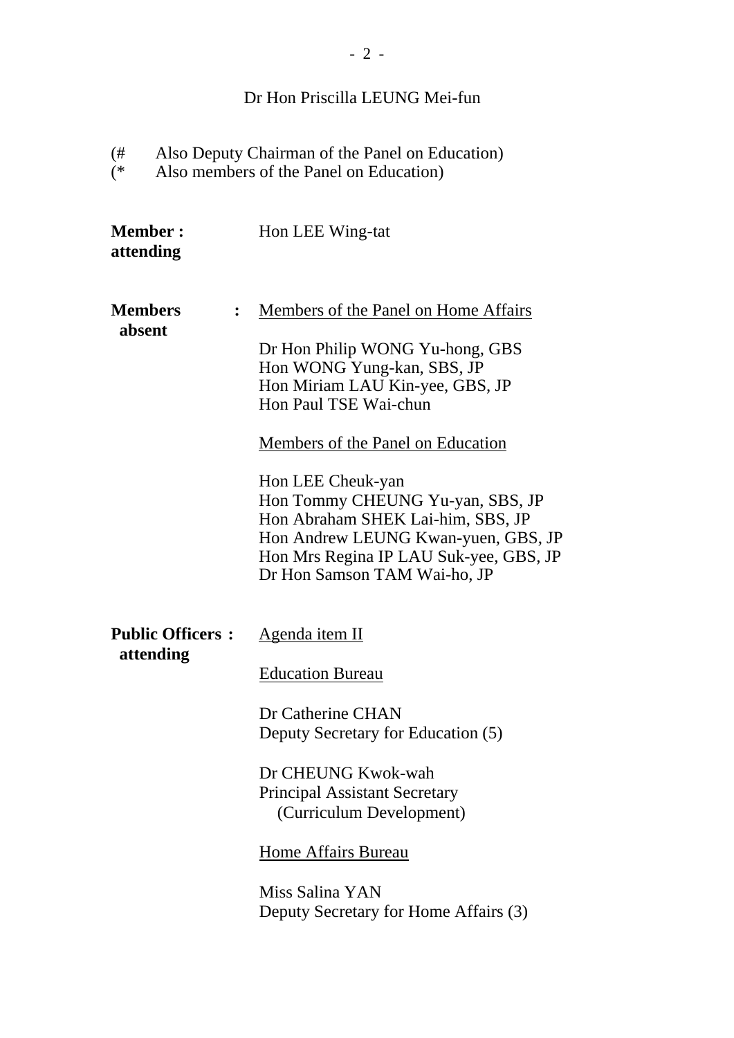Dr Hon Priscilla LEUNG Mei-fun

(# Also Deputy Chairman of the Panel on Education)
(* Also members of the Panel on Education)

**Member attending :** Hon LEE Wing-tat

**Members absent :**

Members of the Panel on Home Affairs

Dr Hon Philip WONG Yu-hong, GBS
Hon WONG Yung-kan, SBS, JP
Hon Miriam LAU Kin-yee, GBS, JP
Hon Paul TSE Wai-chun

Members of the Panel on Education

Hon LEE Cheuk-yan
Hon Tommy CHEUNG Yu-yan, SBS, JP
Hon Abraham SHEK Lai-him, SBS, JP
Hon Andrew LEUNG Kwan-yuen, GBS, JP
Hon Mrs Regina IP LAU Suk-yee, GBS, JP
Dr Hon Samson TAM Wai-ho, JP

**Public Officers attending :**

Agenda item II

Education Bureau

Dr Catherine CHAN
Deputy Secretary for Education (5)

Dr CHEUNG Kwok-wah
Principal Assistant Secretary (Curriculum Development)

Home Affairs Bureau

Miss Salina YAN
Deputy Secretary for Home Affairs (3)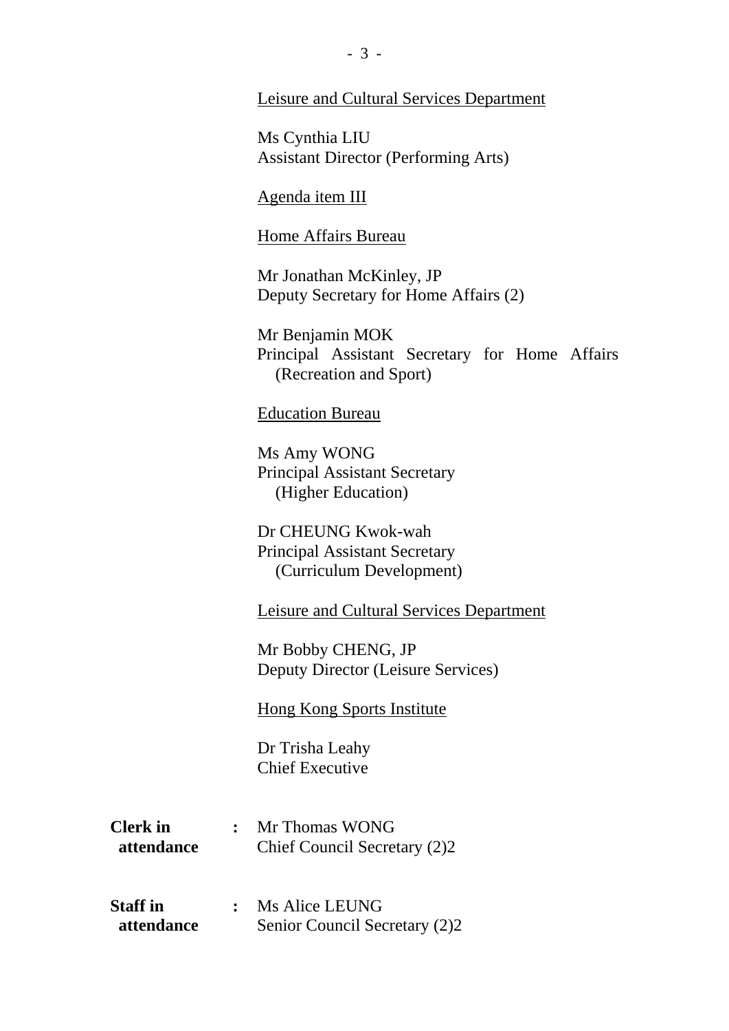Leisure and Cultural Services Department

Ms Cynthia LIU
Assistant Director (Performing Arts)

Agenda item III

Home Affairs Bureau

Mr Jonathan McKinley, JP
Deputy Secretary for Home Affairs (2)

Mr Benjamin MOK
Principal Assistant Secretary for Home Affairs (Recreation and Sport)

Education Bureau

Ms Amy WONG
Principal Assistant Secretary (Higher Education)

Dr CHEUNG Kwok-wah
Principal Assistant Secretary (Curriculum Development)

Leisure and Cultural Services Department

Mr Bobby CHENG, JP
Deputy Director (Leisure Services)

Hong Kong Sports Institute

Dr Trisha Leahy
Chief Executive

**Clerk in attendance** : Mr Thomas WONG
Chief Council Secretary (2)2

**Staff in attendance** : Ms Alice LEUNG
Senior Council Secretary (2)2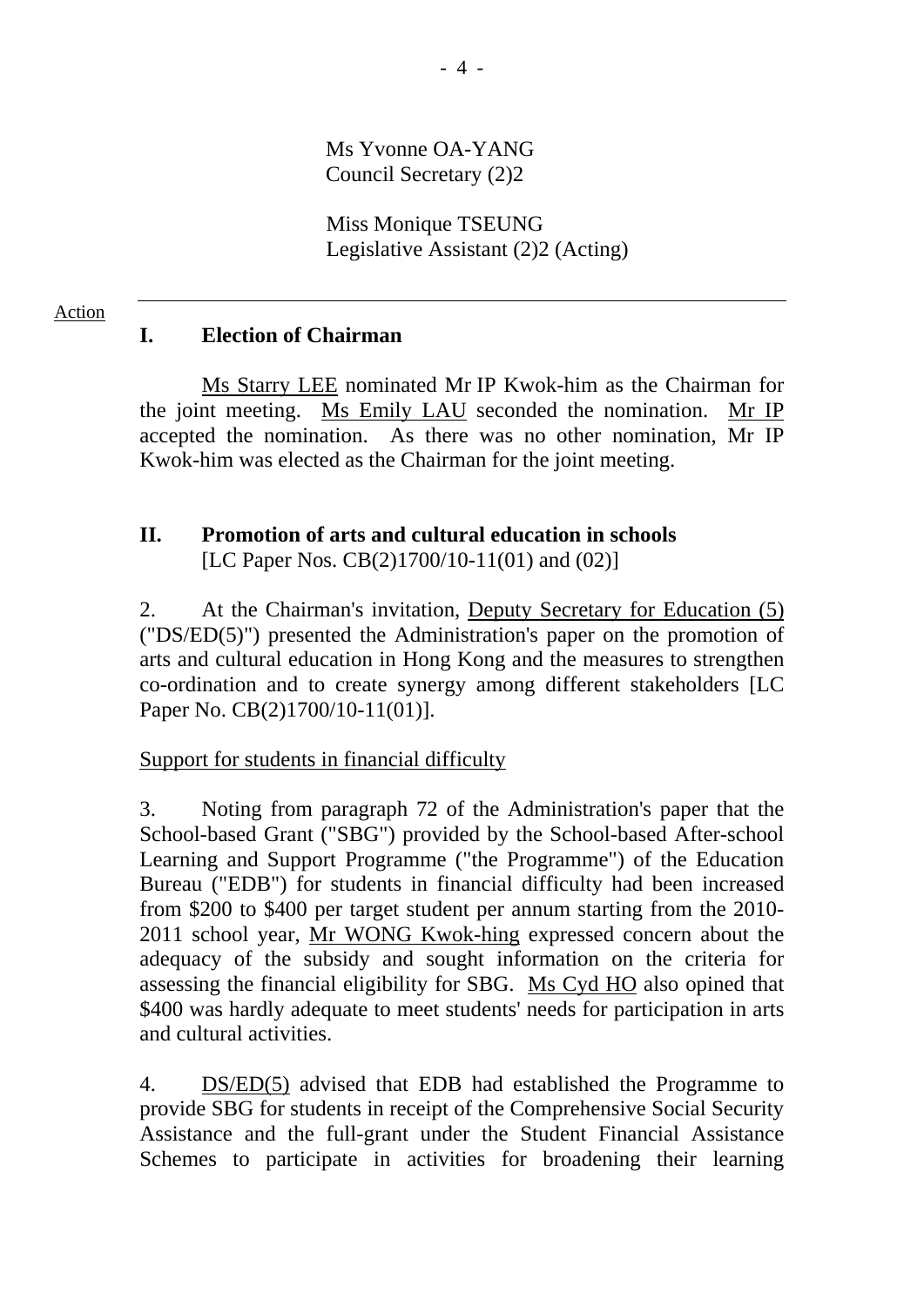Ms Yvonne OA-YANG
Council Secretary (2)2

Miss Monique TSEUNG
Legislative Assistant (2)2 (Acting)

---

Action

## I. Election of Chairman

Ms Starry LEE nominated Mr IP Kwok-him as the Chairman for the joint meeting. Ms Emily LAU seconded the nomination. Mr IP accepted the nomination. As there was no other nomination, Mr IP Kwok-him was elected as the Chairman for the joint meeting.

## II. Promotion of arts and cultural education in schools

[LC Paper Nos. CB(2)1700/10-11(01) and (02)]

2. At the Chairman's invitation, Deputy Secretary for Education (5) ("DS/ED(5)") presented the Administration's paper on the promotion of arts and cultural education in Hong Kong and the measures to strengthen co-ordination and to create synergy among different stakeholders [LC Paper No. CB(2)1700/10-11(01)].

Support for students in financial difficulty

3. Noting from paragraph 72 of the Administration's paper that the School-based Grant ("SBG") provided by the School-based After-school Learning and Support Programme ("the Programme") of the Education Bureau ("EDB") for students in financial difficulty had been increased from $200 to $400 per target student per annum starting from the 2010-2011 school year, Mr WONG Kwok-hing expressed concern about the adequacy of the subsidy and sought information on the criteria for assessing the financial eligibility for SBG. Ms Cyd HO also opined that $400 was hardly adequate to meet students' needs for participation in arts and cultural activities.

4. DS/ED(5) advised that EDB had established the Programme to provide SBG for students in receipt of the Comprehensive Social Security Assistance and the full-grant under the Student Financial Assistance Schemes to participate in activities for broadening their learning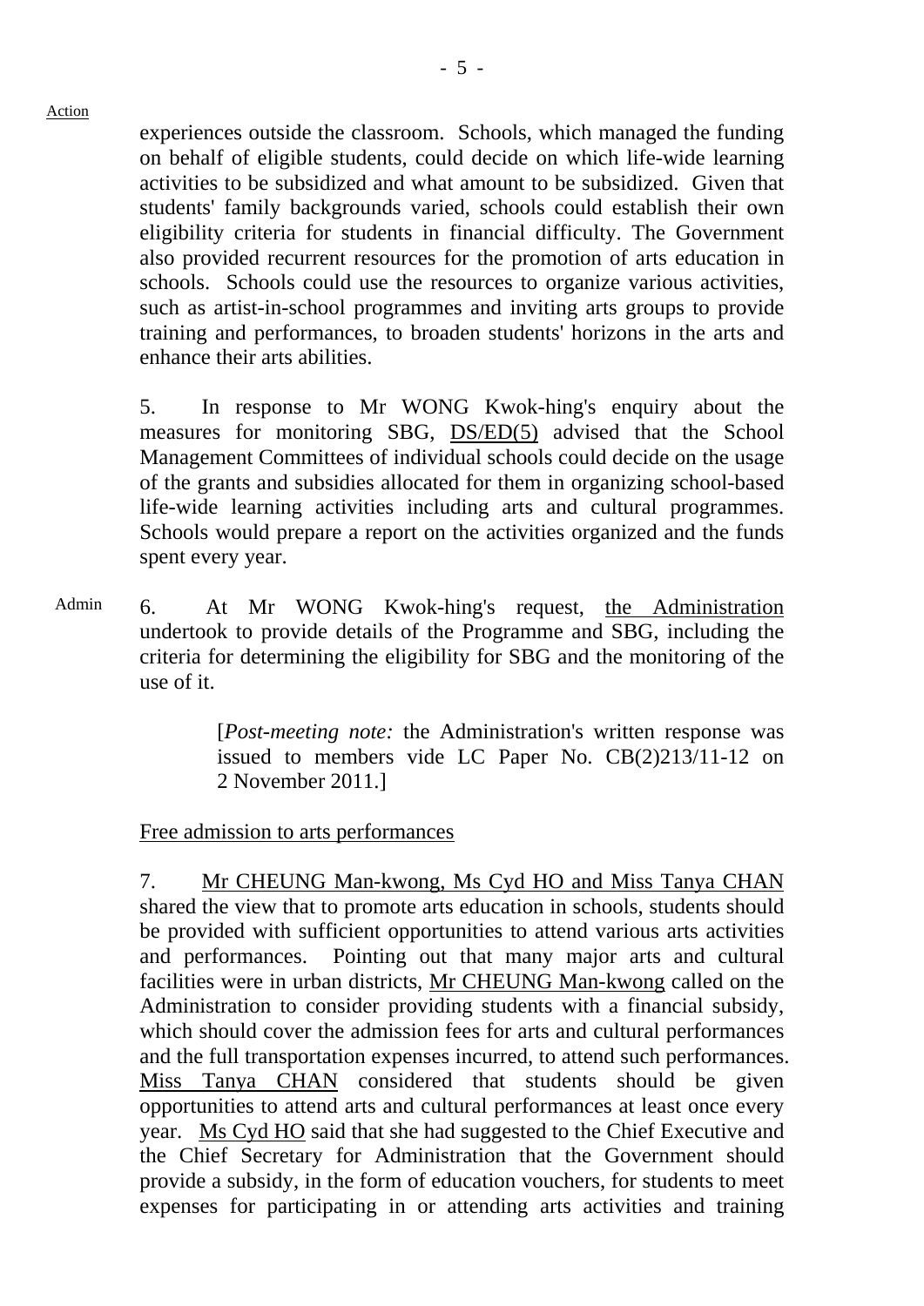Action

experiences outside the classroom. Schools, which managed the funding on behalf of eligible students, could decide on which life-wide learning activities to be subsidized and what amount to be subsidized. Given that students' family backgrounds varied, schools could establish their own eligibility criteria for students in financial difficulty. The Government also provided recurrent resources for the promotion of arts education in schools. Schools could use the resources to organize various activities, such as artist-in-school programmes and inviting arts groups to provide training and performances, to broaden students' horizons in the arts and enhance their arts abilities.

5. In response to Mr WONG Kwok-hing's enquiry about the measures for monitoring SBG, DS/ED(5) advised that the School Management Committees of individual schools could decide on the usage of the grants and subsidies allocated for them in organizing school-based life-wide learning activities including arts and cultural programmes. Schools would prepare a report on the activities organized and the funds spent every year.

Admin

6. At Mr WONG Kwok-hing's request, the Administration undertook to provide details of the Programme and SBG, including the criteria for determining the eligibility for SBG and the monitoring of the use of it.

> [*Post-meeting note:* the Administration's written response was issued to members vide LC Paper No. CB(2)213/11-12 on 2 November 2011.]

Free admission to arts performances

7. Mr CHEUNG Man-kwong, Ms Cyd HO and Miss Tanya CHAN shared the view that to promote arts education in schools, students should be provided with sufficient opportunities to attend various arts activities and performances. Pointing out that many major arts and cultural facilities were in urban districts, Mr CHEUNG Man-kwong called on the Administration to consider providing students with a financial subsidy, which should cover the admission fees for arts and cultural performances and the full transportation expenses incurred, to attend such performances. Miss Tanya CHAN considered that students should be given opportunities to attend arts and cultural performances at least once every year. Ms Cyd HO said that she had suggested to the Chief Executive and the Chief Secretary for Administration that the Government should provide a subsidy, in the form of education vouchers, for students to meet expenses for participating in or attending arts activities and training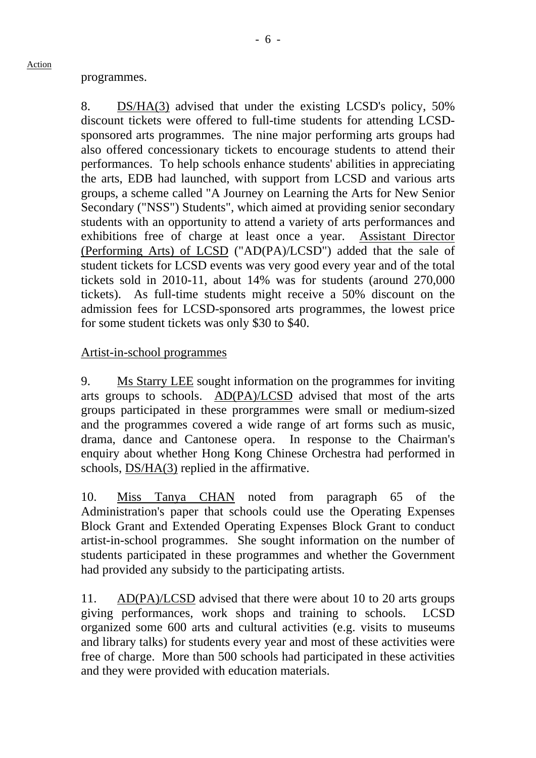programmes.

8. DS/HA(3) advised that under the existing LCSD's policy, 50% discount tickets were offered to full-time students for attending LCSD-sponsored arts programmes. The nine major performing arts groups had also offered concessionary tickets to encourage students to attend their performances. To help schools enhance students' abilities in appreciating the arts, EDB had launched, with support from LCSD and various arts groups, a scheme called "A Journey on Learning the Arts for New Senior Secondary ("NSS") Students", which aimed at providing senior secondary students with an opportunity to attend a variety of arts performances and exhibitions free of charge at least once a year. Assistant Director (Performing Arts) of LCSD ("AD(PA)/LCSD") added that the sale of student tickets for LCSD events was very good every year and of the total tickets sold in 2010-11, about 14% was for students (around 270,000 tickets). As full-time students might receive a 50% discount on the admission fees for LCSD-sponsored arts programmes, the lowest price for some student tickets was only $30 to $40.

Artist-in-school programmes

9. Ms Starry LEE sought information on the programmes for inviting arts groups to schools. AD(PA)/LCSD advised that most of the arts groups participated in these prorgrammes were small or medium-sized and the programmes covered a wide range of art forms such as music, drama, dance and Cantonese opera. In response to the Chairman's enquiry about whether Hong Kong Chinese Orchestra had performed in schools, DS/HA(3) replied in the affirmative.

10. Miss Tanya CHAN noted from paragraph 65 of the Administration's paper that schools could use the Operating Expenses Block Grant and Extended Operating Expenses Block Grant to conduct artist-in-school programmes. She sought information on the number of students participated in these programmes and whether the Government had provided any subsidy to the participating artists.

11. AD(PA)/LCSD advised that there were about 10 to 20 arts groups giving performances, work shops and training to schools. LCSD organized some 600 arts and cultural activities (e.g. visits to museums and library talks) for students every year and most of these activities were free of charge. More than 500 schools had participated in these activities and they were provided with education materials.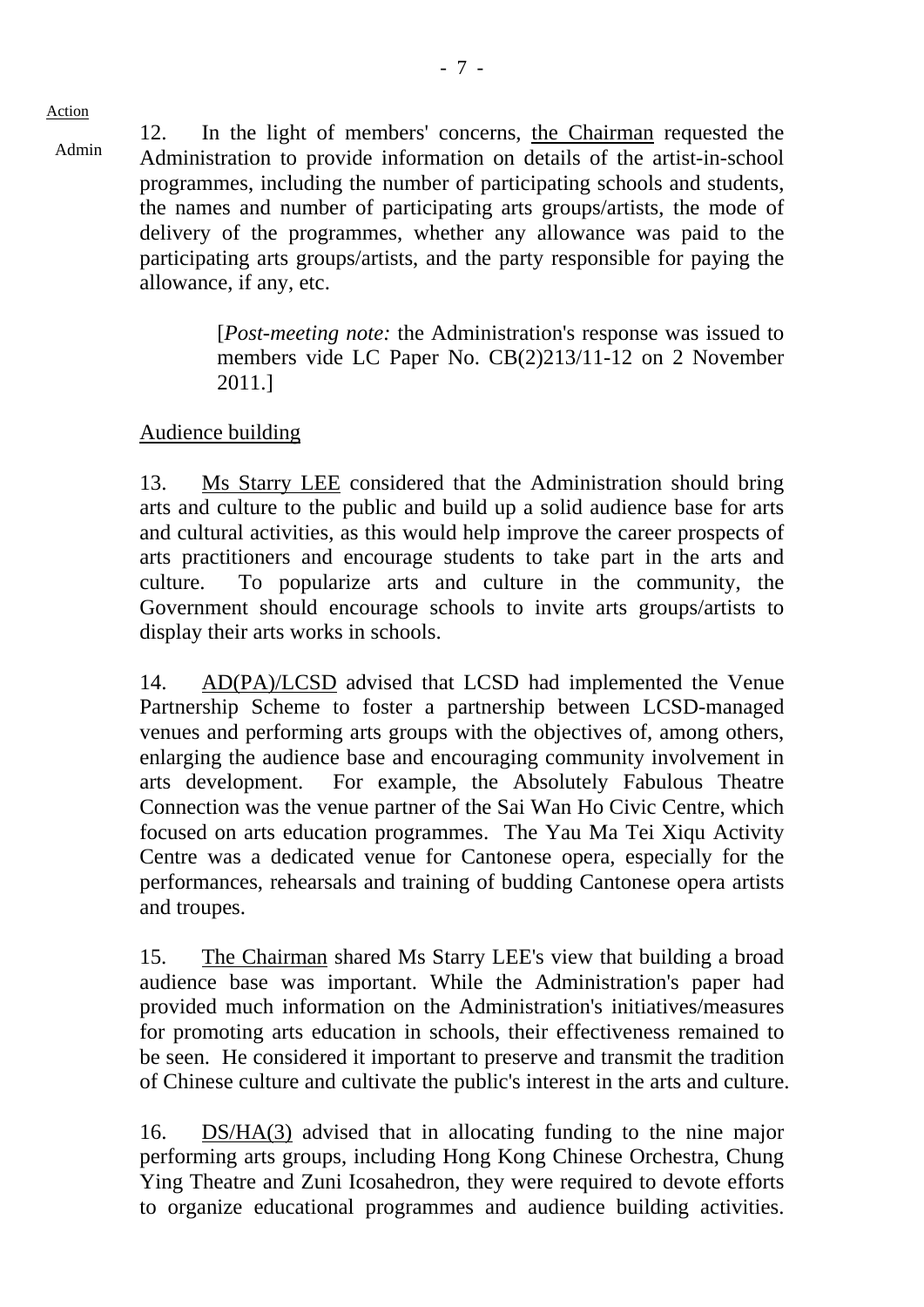Action

Admin

12. In the light of members' concerns, the Chairman requested the Administration to provide information on details of the artist-in-school programmes, including the number of participating schools and students, the names and number of participating arts groups/artists, the mode of delivery of the programmes, whether any allowance was paid to the participating arts groups/artists, and the party responsible for paying the allowance, if any, etc.

> [*Post-meeting note:* the Administration's response was issued to members vide LC Paper No. CB(2)213/11-12 on 2 November 2011.]

Audience building

13. Ms Starry LEE considered that the Administration should bring arts and culture to the public and build up a solid audience base for arts and cultural activities, as this would help improve the career prospects of arts practitioners and encourage students to take part in the arts and culture. To popularize arts and culture in the community, the Government should encourage schools to invite arts groups/artists to display their arts works in schools.

14. AD(PA)/LCSD advised that LCSD had implemented the Venue Partnership Scheme to foster a partnership between LCSD-managed venues and performing arts groups with the objectives of, among others, enlarging the audience base and encouraging community involvement in arts development. For example, the Absolutely Fabulous Theatre Connection was the venue partner of the Sai Wan Ho Civic Centre, which focused on arts education programmes. The Yau Ma Tei Xiqu Activity Centre was a dedicated venue for Cantonese opera, especially for the performances, rehearsals and training of budding Cantonese opera artists and troupes.

15. The Chairman shared Ms Starry LEE's view that building a broad audience base was important. While the Administration's paper had provided much information on the Administration's initiatives/measures for promoting arts education in schools, their effectiveness remained to be seen. He considered it important to preserve and transmit the tradition of Chinese culture and cultivate the public's interest in the arts and culture.

16. DS/HA(3) advised that in allocating funding to the nine major performing arts groups, including Hong Kong Chinese Orchestra, Chung Ying Theatre and Zuni Icosahedron, they were required to devote efforts to organize educational programmes and audience building activities.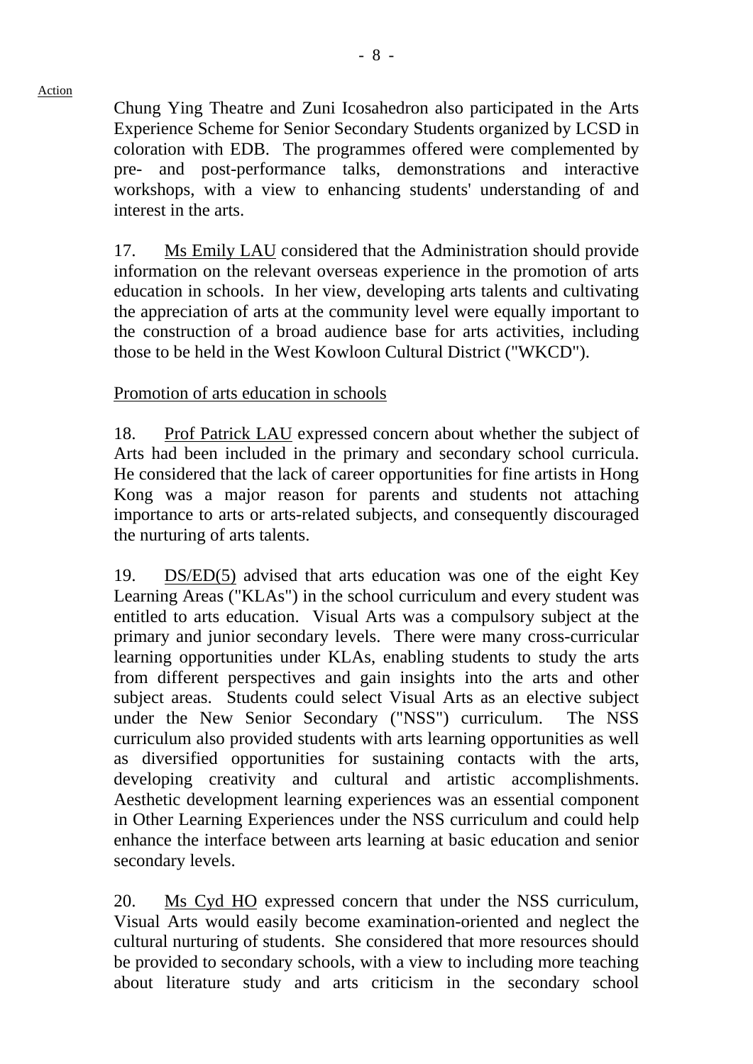Chung Ying Theatre and Zuni Icosahedron also participated in the Arts Experience Scheme for Senior Secondary Students organized by LCSD in coloration with EDB. The programmes offered were complemented by pre- and post-performance talks, demonstrations and interactive workshops, with a view to enhancing students' understanding of and interest in the arts.

17. Ms Emily LAU considered that the Administration should provide information on the relevant overseas experience in the promotion of arts education in schools. In her view, developing arts talents and cultivating the appreciation of arts at the community level were equally important to the construction of a broad audience base for arts activities, including those to be held in the West Kowloon Cultural District ("WKCD").

Promotion of arts education in schools

18. Prof Patrick LAU expressed concern about whether the subject of Arts had been included in the primary and secondary school curricula. He considered that the lack of career opportunities for fine artists in Hong Kong was a major reason for parents and students not attaching importance to arts or arts-related subjects, and consequently discouraged the nurturing of arts talents.

19. DS/ED(5) advised that arts education was one of the eight Key Learning Areas ("KLAs") in the school curriculum and every student was entitled to arts education. Visual Arts was a compulsory subject at the primary and junior secondary levels. There were many cross-curricular learning opportunities under KLAs, enabling students to study the arts from different perspectives and gain insights into the arts and other subject areas. Students could select Visual Arts as an elective subject under the New Senior Secondary ("NSS") curriculum. The NSS curriculum also provided students with arts learning opportunities as well as diversified opportunities for sustaining contacts with the arts, developing creativity and cultural and artistic accomplishments. Aesthetic development learning experiences was an essential component in Other Learning Experiences under the NSS curriculum and could help enhance the interface between arts learning at basic education and senior secondary levels.

20. Ms Cyd HO expressed concern that under the NSS curriculum, Visual Arts would easily become examination-oriented and neglect the cultural nurturing of students. She considered that more resources should be provided to secondary schools, with a view to including more teaching about literature study and arts criticism in the secondary school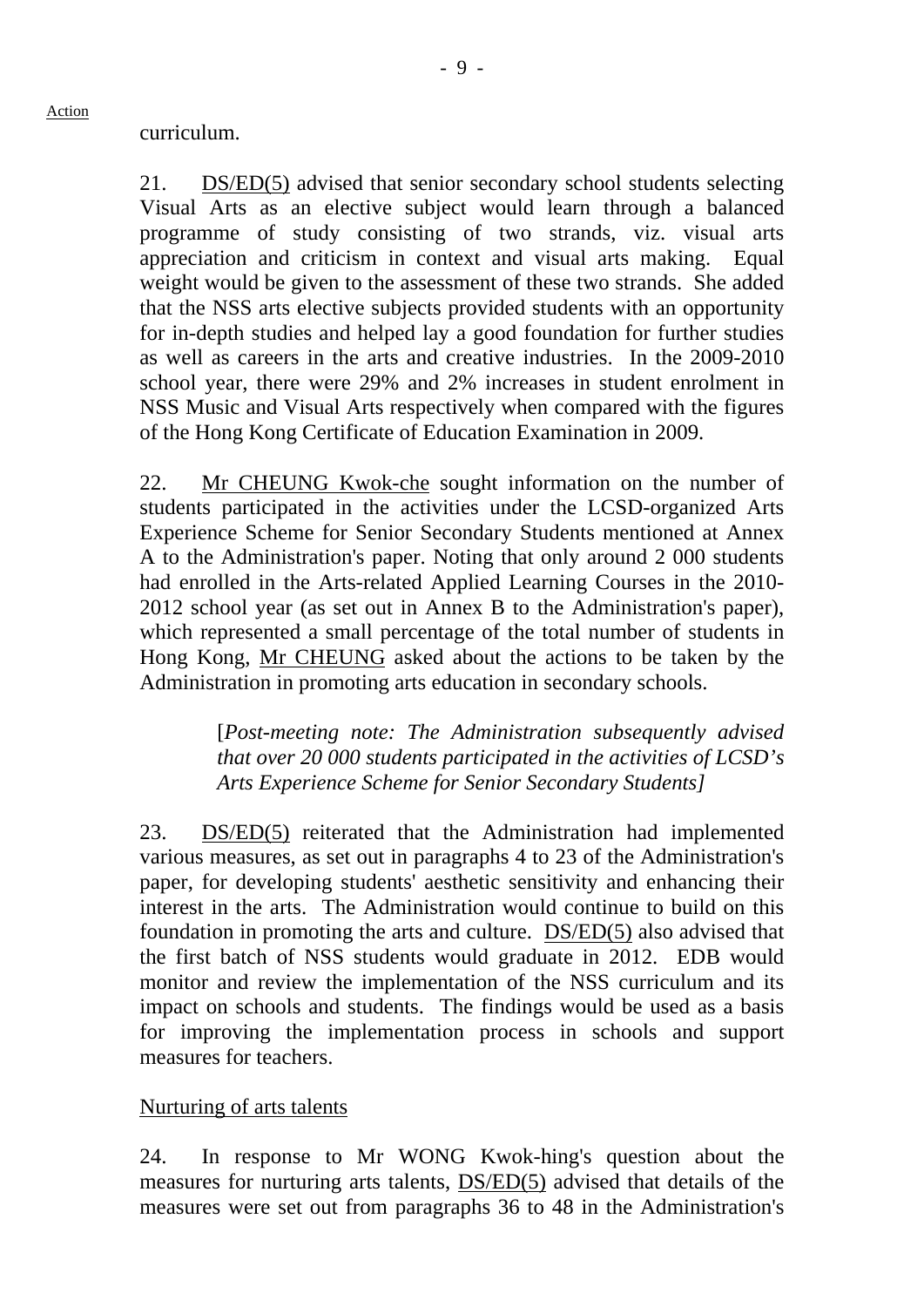curriculum.

21. DS/ED(5) advised that senior secondary school students selecting Visual Arts as an elective subject would learn through a balanced programme of study consisting of two strands, viz. visual arts appreciation and criticism in context and visual arts making. Equal weight would be given to the assessment of these two strands. She added that the NSS arts elective subjects provided students with an opportunity for in-depth studies and helped lay a good foundation for further studies as well as careers in the arts and creative industries. In the 2009-2010 school year, there were 29% and 2% increases in student enrolment in NSS Music and Visual Arts respectively when compared with the figures of the Hong Kong Certificate of Education Examination in 2009.

22. Mr CHEUNG Kwok-che sought information on the number of students participated in the activities under the LCSD-organized Arts Experience Scheme for Senior Secondary Students mentioned at Annex A to the Administration's paper. Noting that only around 2 000 students had enrolled in the Arts-related Applied Learning Courses in the 2010-2012 school year (as set out in Annex B to the Administration's paper), which represented a small percentage of the total number of students in Hong Kong, Mr CHEUNG asked about the actions to be taken by the Administration in promoting arts education in secondary schools.

> [*Post-meeting note: The Administration subsequently advised that over 20 000 students participated in the activities of LCSD's Arts Experience Scheme for Senior Secondary Students*]

23. DS/ED(5) reiterated that the Administration had implemented various measures, as set out in paragraphs 4 to 23 of the Administration's paper, for developing students' aesthetic sensitivity and enhancing their interest in the arts. The Administration would continue to build on this foundation in promoting the arts and culture. DS/ED(5) also advised that the first batch of NSS students would graduate in 2012. EDB would monitor and review the implementation of the NSS curriculum and its impact on schools and students. The findings would be used as a basis for improving the implementation process in schools and support measures for teachers.

Nurturing of arts talents

24. In response to Mr WONG Kwok-hing's question about the measures for nurturing arts talents, DS/ED(5) advised that details of the measures were set out from paragraphs 36 to 48 in the Administration's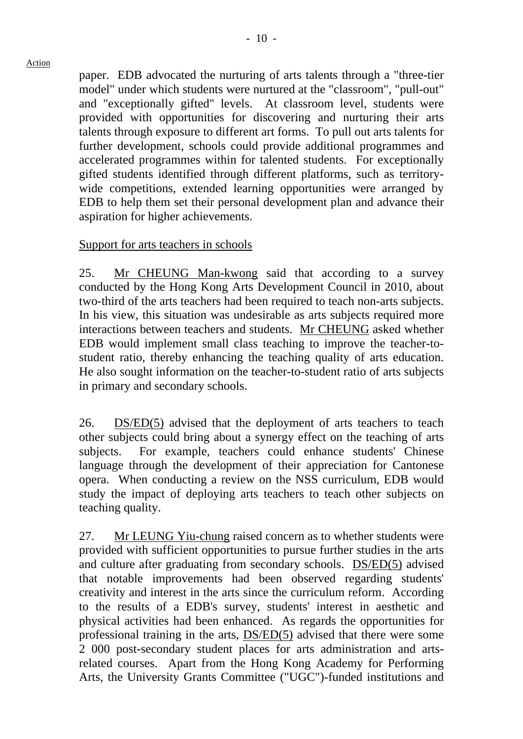paper. EDB advocated the nurturing of arts talents through a "three-tier model" under which students were nurtured at the "classroom", "pull-out" and "exceptionally gifted" levels. At classroom level, students were provided with opportunities for discovering and nurturing their arts talents through exposure to different art forms. To pull out arts talents for further development, schools could provide additional programmes and accelerated programmes within for talented students. For exceptionally gifted students identified through different platforms, such as territory-wide competitions, extended learning opportunities were arranged by EDB to help them set their personal development plan and advance their aspiration for higher achievements.

Support for arts teachers in schools

25. Mr CHEUNG Man-kwong said that according to a survey conducted by the Hong Kong Arts Development Council in 2010, about two-third of the arts teachers had been required to teach non-arts subjects. In his view, this situation was undesirable as arts subjects required more interactions between teachers and students. Mr CHEUNG asked whether EDB would implement small class teaching to improve the teacher-to-student ratio, thereby enhancing the teaching quality of arts education. He also sought information on the teacher-to-student ratio of arts subjects in primary and secondary schools.

26. DS/ED(5) advised that the deployment of arts teachers to teach other subjects could bring about a synergy effect on the teaching of arts subjects. For example, teachers could enhance students' Chinese language through the development of their appreciation for Cantonese opera. When conducting a review on the NSS curriculum, EDB would study the impact of deploying arts teachers to teach other subjects on teaching quality.

27. Mr LEUNG Yiu-chung raised concern as to whether students were provided with sufficient opportunities to pursue further studies in the arts and culture after graduating from secondary schools. DS/ED(5) advised that notable improvements had been observed regarding students' creativity and interest in the arts since the curriculum reform. According to the results of a EDB's survey, students' interest in aesthetic and physical activities had been enhanced. As regards the opportunities for professional training in the arts, DS/ED(5) advised that there were some 2 000 post-secondary student places for arts administration and arts-related courses. Apart from the Hong Kong Academy for Performing Arts, the University Grants Committee ("UGC")-funded institutions and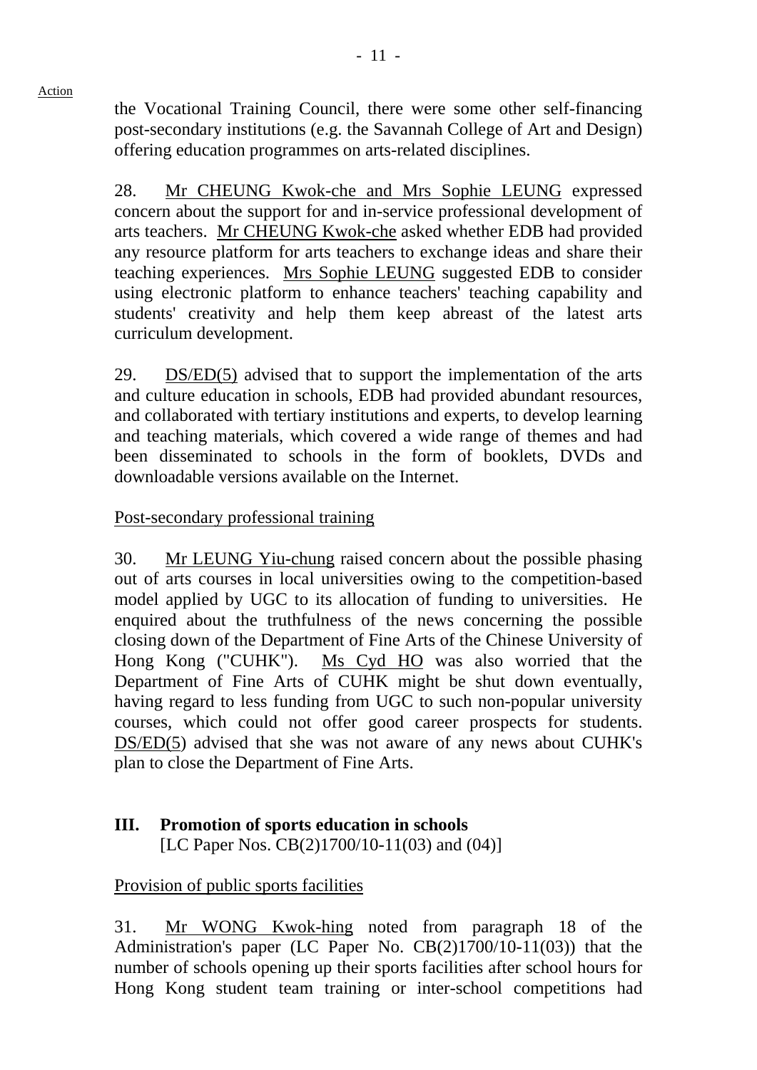the Vocational Training Council, there were some other self-financing post-secondary institutions (e.g. the Savannah College of Art and Design) offering education programmes on arts-related disciplines.

28. Mr CHEUNG Kwok-che and Mrs Sophie LEUNG expressed concern about the support for and in-service professional development of arts teachers. Mr CHEUNG Kwok-che asked whether EDB had provided any resource platform for arts teachers to exchange ideas and share their teaching experiences. Mrs Sophie LEUNG suggested EDB to consider using electronic platform to enhance teachers' teaching capability and students' creativity and help them keep abreast of the latest arts curriculum development.

29. DS/ED(5) advised that to support the implementation of the arts and culture education in schools, EDB had provided abundant resources, and collaborated with tertiary institutions and experts, to develop learning and teaching materials, which covered a wide range of themes and had been disseminated to schools in the form of booklets, DVDs and downloadable versions available on the Internet.

Post-secondary professional training

30. Mr LEUNG Yiu-chung raised concern about the possible phasing out of arts courses in local universities owing to the competition-based model applied by UGC to its allocation of funding to universities. He enquired about the truthfulness of the news concerning the possible closing down of the Department of Fine Arts of the Chinese University of Hong Kong ("CUHK"). Ms Cyd HO was also worried that the Department of Fine Arts of CUHK might be shut down eventually, having regard to less funding from UGC to such non-popular university courses, which could not offer good career prospects for students. DS/ED(5) advised that she was not aware of any news about CUHK's plan to close the Department of Fine Arts.

## III. Promotion of sports education in schools

[LC Paper Nos. CB(2)1700/10-11(03) and (04)]

Provision of public sports facilities

31. Mr WONG Kwok-hing noted from paragraph 18 of the Administration's paper (LC Paper No. CB(2)1700/10-11(03)) that the number of schools opening up their sports facilities after school hours for Hong Kong student team training or inter-school competitions had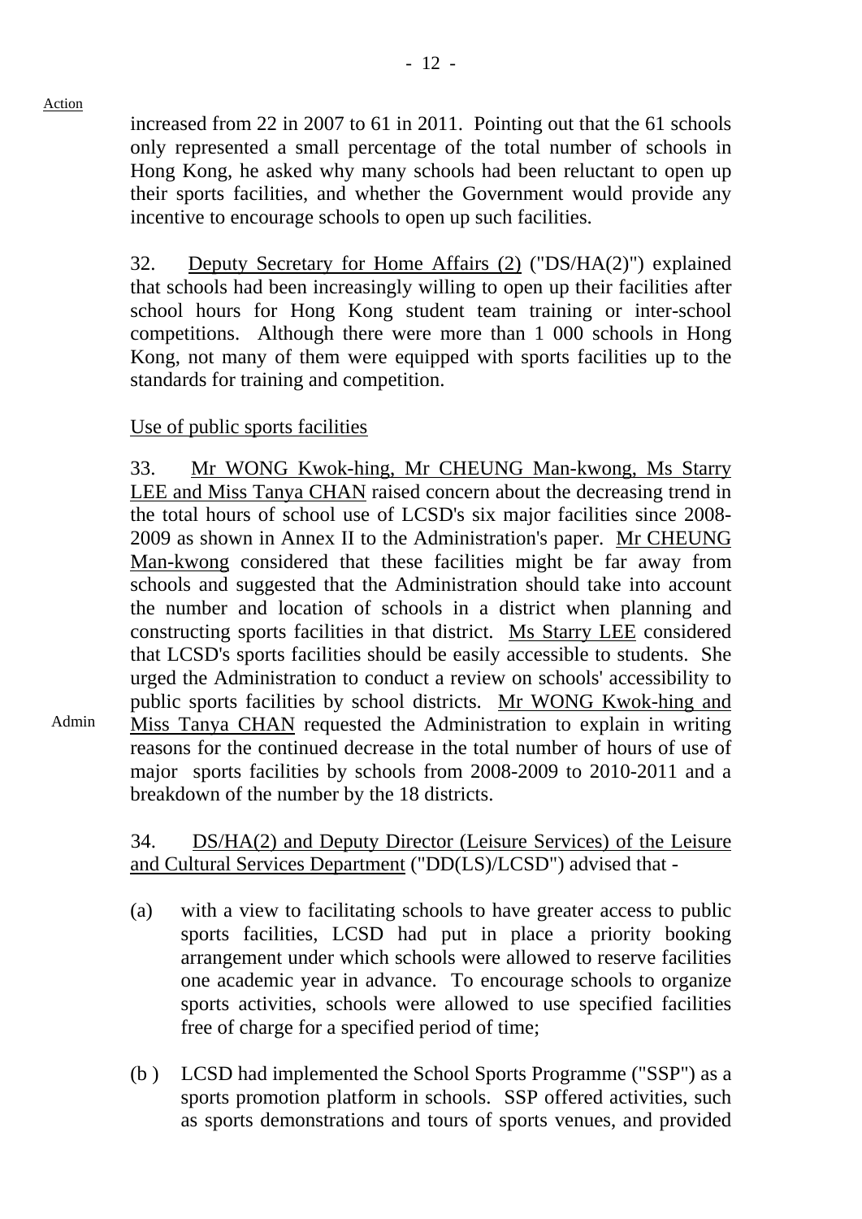increased from 22 in 2007 to 61 in 2011. Pointing out that the 61 schools only represented a small percentage of the total number of schools in Hong Kong, he asked why many schools had been reluctant to open up their sports facilities, and whether the Government would provide any incentive to encourage schools to open up such facilities.

32. Deputy Secretary for Home Affairs (2) ("DS/HA(2)") explained that schools had been increasingly willing to open up their facilities after school hours for Hong Kong student team training or inter-school competitions. Although there were more than 1 000 schools in Hong Kong, not many of them were equipped with sports facilities up to the standards for training and competition.

Use of public sports facilities

33. Mr WONG Kwok-hing, Mr CHEUNG Man-kwong, Ms Starry LEE and Miss Tanya CHAN raised concern about the decreasing trend in the total hours of school use of LCSD's six major facilities since 2008-2009 as shown in Annex II to the Administration's paper. Mr CHEUNG Man-kwong considered that these facilities might be far away from schools and suggested that the Administration should take into account the number and location of schools in a district when planning and constructing sports facilities in that district. Ms Starry LEE considered that LCSD's sports facilities should be easily accessible to students. She urged the Administration to conduct a review on schools' accessibility to public sports facilities by school districts. Mr WONG Kwok-hing and Miss Tanya CHAN requested the Administration to explain in writing reasons for the continued decrease in the total number of hours of use of major sports facilities by schools from 2008-2009 to 2010-2011 and a breakdown of the number by the 18 districts.

Admin

34. DS/HA(2) and Deputy Director (Leisure Services) of the Leisure and Cultural Services Department ("DD(LS)/LCSD") advised that -

(a) with a view to facilitating schools to have greater access to public sports facilities, LCSD had put in place a priority booking arrangement under which schools were allowed to reserve facilities one academic year in advance. To encourage schools to organize sports activities, schools were allowed to use specified facilities free of charge for a specified period of time;

(b ) LCSD had implemented the School Sports Programme ("SSP") as a sports promotion platform in schools. SSP offered activities, such as sports demonstrations and tours of sports venues, and provided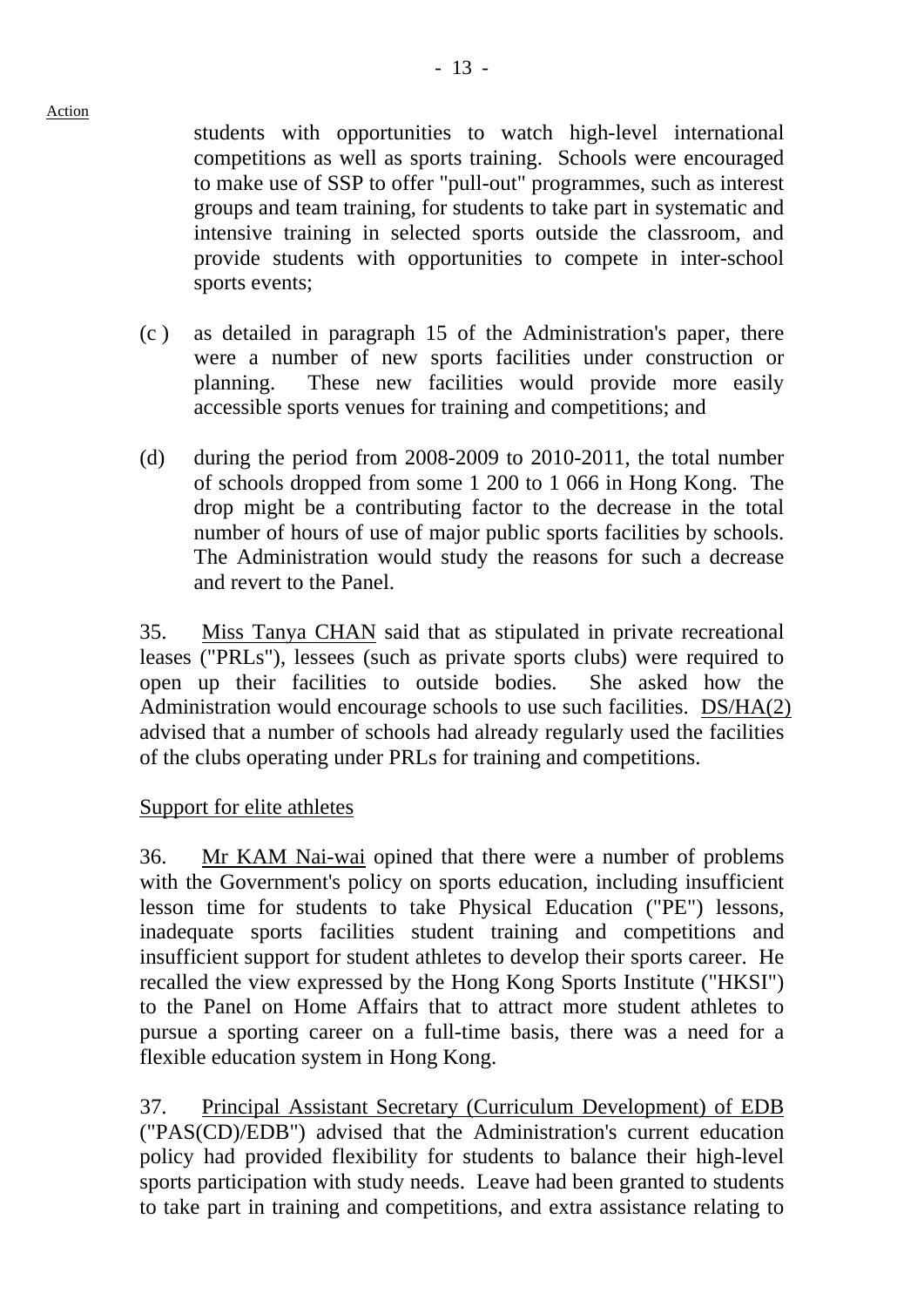students with opportunities to watch high-level international competitions as well as sports training. Schools were encouraged to make use of SSP to offer "pull-out" programmes, such as interest groups and team training, for students to take part in systematic and intensive training in selected sports outside the classroom, and provide students with opportunities to compete in inter-school sports events;

(c) as detailed in paragraph 15 of the Administration's paper, there were a number of new sports facilities under construction or planning. These new facilities would provide more easily accessible sports venues for training and competitions; and

(d) during the period from 2008-2009 to 2010-2011, the total number of schools dropped from some 1 200 to 1 066 in Hong Kong. The drop might be a contributing factor to the decrease in the total number of hours of use of major public sports facilities by schools. The Administration would study the reasons for such a decrease and revert to the Panel.

35. Miss Tanya CHAN said that as stipulated in private recreational leases ("PRLs"), lessees (such as private sports clubs) were required to open up their facilities to outside bodies. She asked how the Administration would encourage schools to use such facilities. DS/HA(2) advised that a number of schools had already regularly used the facilities of the clubs operating under PRLs for training and competitions.

Support for elite athletes

36. Mr KAM Nai-wai opined that there were a number of problems with the Government's policy on sports education, including insufficient lesson time for students to take Physical Education ("PE") lessons, inadequate sports facilities student training and competitions and insufficient support for student athletes to develop their sports career. He recalled the view expressed by the Hong Kong Sports Institute ("HKSI") to the Panel on Home Affairs that to attract more student athletes to pursue a sporting career on a full-time basis, there was a need for a flexible education system in Hong Kong.

37. Principal Assistant Secretary (Curriculum Development) of EDB ("PAS(CD)/EDB") advised that the Administration's current education policy had provided flexibility for students to balance their high-level sports participation with study needs. Leave had been granted to students to take part in training and competitions, and extra assistance relating to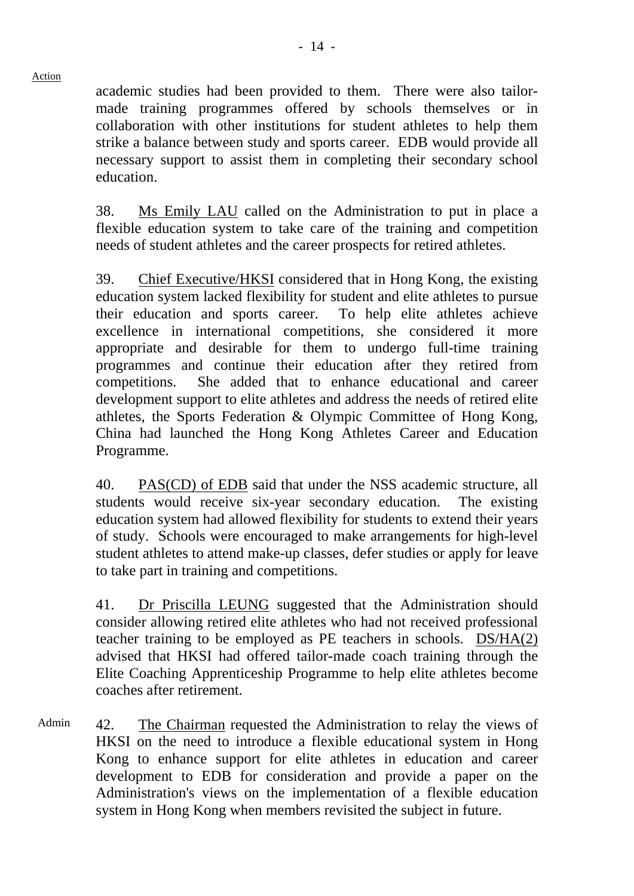Action

academic studies had been provided to them. There were also tailor-made training programmes offered by schools themselves or in collaboration with other institutions for student athletes to help them strike a balance between study and sports career. EDB would provide all necessary support to assist them in completing their secondary school education.

38. Ms Emily LAU called on the Administration to put in place a flexible education system to take care of the training and competition needs of student athletes and the career prospects for retired athletes.

39. Chief Executive/HKSI considered that in Hong Kong, the existing education system lacked flexibility for student and elite athletes to pursue their education and sports career. To help elite athletes achieve excellence in international competitions, she considered it more appropriate and desirable for them to undergo full-time training programmes and continue their education after they retired from competitions. She added that to enhance educational and career development support to elite athletes and address the needs of retired elite athletes, the Sports Federation & Olympic Committee of Hong Kong, China had launched the Hong Kong Athletes Career and Education Programme.

40. PAS(CD) of EDB said that under the NSS academic structure, all students would receive six-year secondary education. The existing education system had allowed flexibility for students to extend their years of study. Schools were encouraged to make arrangements for high-level student athletes to attend make-up classes, defer studies or apply for leave to take part in training and competitions.

41. Dr Priscilla LEUNG suggested that the Administration should consider allowing retired elite athletes who had not received professional teacher training to be employed as PE teachers in schools. DS/HA(2) advised that HKSI had offered tailor-made coach training through the Elite Coaching Apprenticeship Programme to help elite athletes become coaches after retirement.

Admin

42. The Chairman requested the Administration to relay the views of HKSI on the need to introduce a flexible educational system in Hong Kong to enhance support for elite athletes in education and career development to EDB for consideration and provide a paper on the Administration's views on the implementation of a flexible education system in Hong Kong when members revisited the subject in future.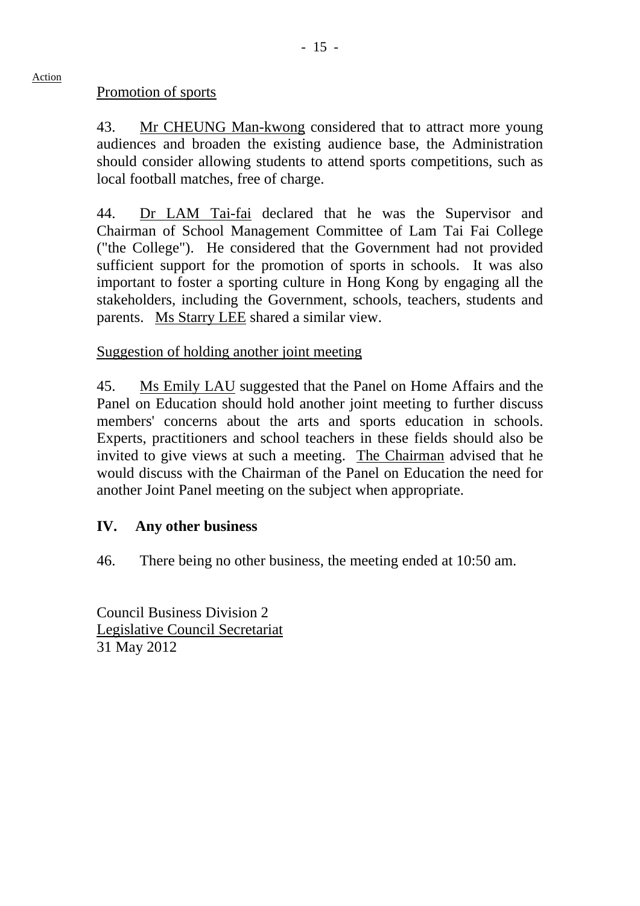Action

Promotion of sports

43. Mr CHEUNG Man-kwong considered that to attract more young audiences and broaden the existing audience base, the Administration should consider allowing students to attend sports competitions, such as local football matches, free of charge.

44. Dr LAM Tai-fai declared that he was the Supervisor and Chairman of School Management Committee of Lam Tai Fai College ("the College"). He considered that the Government had not provided sufficient support for the promotion of sports in schools. It was also important to foster a sporting culture in Hong Kong by engaging all the stakeholders, including the Government, schools, teachers, students and parents. Ms Starry LEE shared a similar view.

Suggestion of holding another joint meeting

45. Ms Emily LAU suggested that the Panel on Home Affairs and the Panel on Education should hold another joint meeting to further discuss members' concerns about the arts and sports education in schools. Experts, practitioners and school teachers in these fields should also be invited to give views at such a meeting. The Chairman advised that he would discuss with the Chairman of the Panel on Education the need for another Joint Panel meeting on the subject when appropriate.

## IV. Any other business

46. There being no other business, the meeting ended at 10:50 am.

Council Business Division 2
Legislative Council Secretariat
31 May 2012